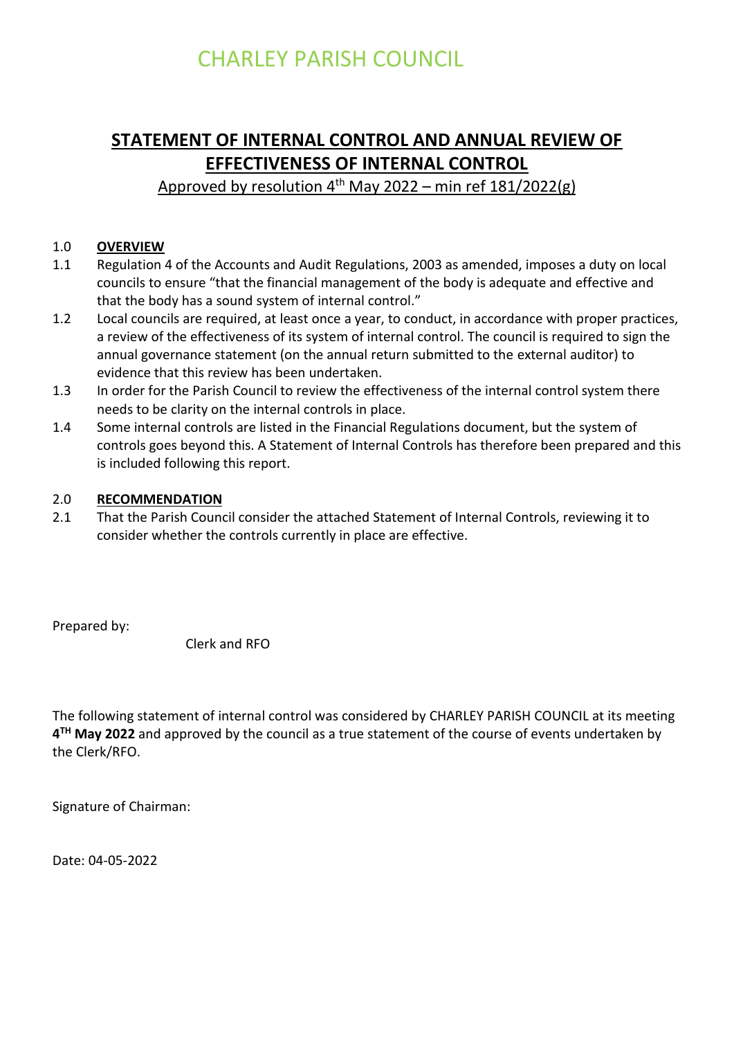# CHARLEY PARISH COUNCIL

## STATEMENT OF INTERNAL CONTROL AND ANNUAL REVIEW OF EFFECTIVENESS OF INTERNAL CONTROL

Approved by resolution 4th May 2022 – min ref 181/2022(g)

1.0 **OVERVIEW**

1.1 Regulation 4 of the Accounts and Audit Regulations, 2003 as amended, imposes a duty on local councils to ensure "that the financial management of the body is adequate and effective and that the body has a sound system of internal control."

1.2 Local councils are required, at least once a year, to conduct, in accordance with proper practices, a review of the effectiveness of its system of internal control. The council is required to sign the annual governance statement (on the annual return submitted to the external auditor) to evidence that this review has been undertaken.

1.3 In order for the Parish Council to review the effectiveness of the internal control system there needs to be clarity on the internal controls in place.

1.4 Some internal controls are listed in the Financial Regulations document, but the system of controls goes beyond this. A Statement of Internal Controls has therefore been prepared and this is included following this report.

2.0 **RECOMMENDATION**

2.1 That the Parish Council consider the attached Statement of Internal Controls, reviewing it to consider whether the controls currently in place are effective.

Prepared by:

Clerk and RFO

The following statement of internal control was considered by CHARLEY PARISH COUNCIL at its meeting **4TH May 2022** and approved by the council as a true statement of the course of events undertaken by the Clerk/RFO.

Signature of Chairman:

Date: 04-05-2022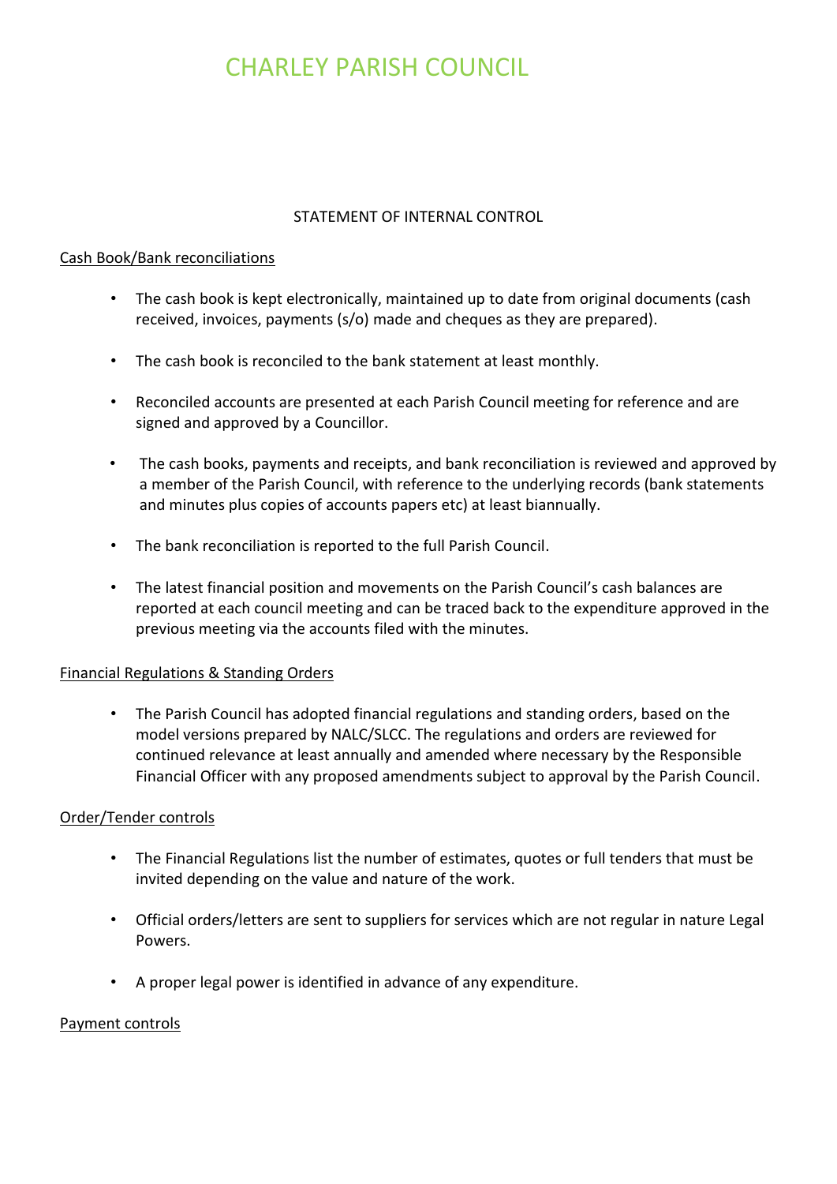# CHARLEY PARISH COUNCIL

STATEMENT OF INTERNAL CONTROL

Cash Book/Bank reconciliations

- The cash book is kept electronically, maintained up to date from original documents (cash received, invoices, payments (s/o) made and cheques as they are prepared).
- The cash book is reconciled to the bank statement at least monthly.
- Reconciled accounts are presented at each Parish Council meeting for reference and are signed and approved by a Councillor.
- The cash books, payments and receipts, and bank reconciliation is reviewed and approved by a member of the Parish Council, with reference to the underlying records (bank statements and minutes plus copies of accounts papers etc) at least biannually.
- The bank reconciliation is reported to the full Parish Council.
- The latest financial position and movements on the Parish Council's cash balances are reported at each council meeting and can be traced back to the expenditure approved in the previous meeting via the accounts filed with the minutes.

Financial Regulations & Standing Orders

- The Parish Council has adopted financial regulations and standing orders, based on the model versions prepared by NALC/SLCC. The regulations and orders are reviewed for continued relevance at least annually and amended where necessary by the Responsible Financial Officer with any proposed amendments subject to approval by the Parish Council.

Order/Tender controls

- The Financial Regulations list the number of estimates, quotes or full tenders that must be invited depending on the value and nature of the work.
- Official orders/letters are sent to suppliers for services which are not regular in nature Legal Powers.
- A proper legal power is identified in advance of any expenditure.

Payment controls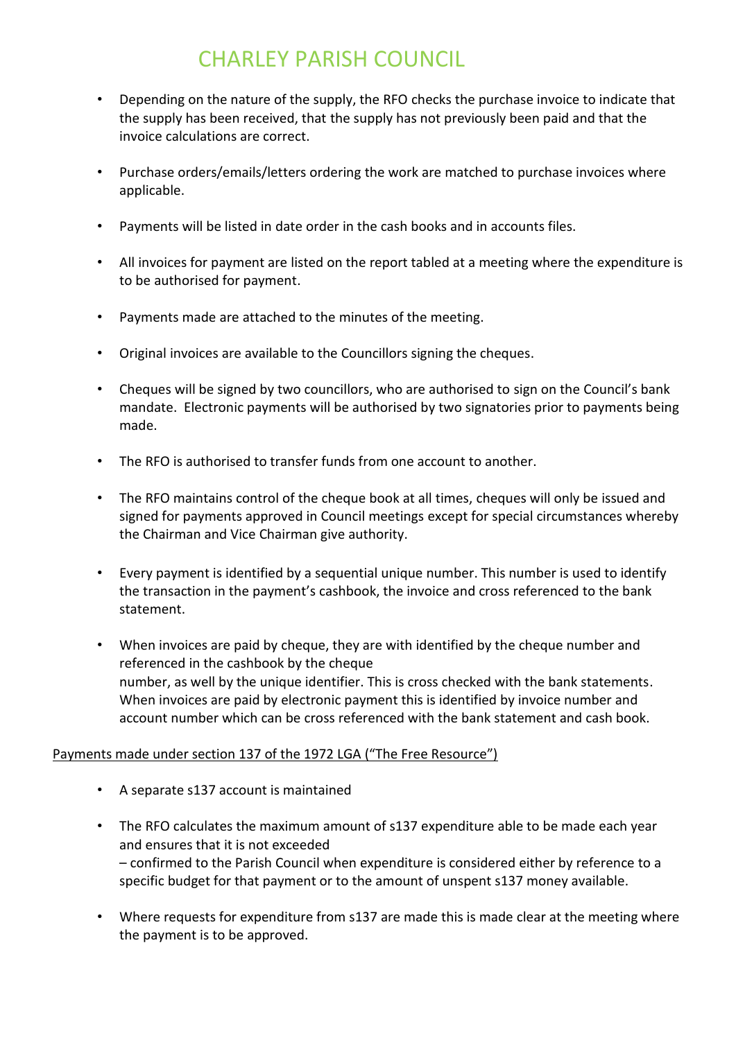- Depending on the nature of the supply, the RFO checks the purchase invoice to indicate that the supply has been received, that the supply has not previously been paid and that the invoice calculations are correct.

- Purchase orders/emails/letters ordering the work are matched to purchase invoices where applicable.

- Payments will be listed in date order in the cash books and in accounts files.

- All invoices for payment are listed on the report tabled at a meeting where the expenditure is to be authorised for payment.

- Payments made are attached to the minutes of the meeting.

- Original invoices are available to the Councillors signing the cheques.

- Cheques will be signed by two councillors, who are authorised to sign on the Council's bank mandate. Electronic payments will be authorised by two signatories prior to payments being made.

- The RFO is authorised to transfer funds from one account to another.

- The RFO maintains control of the cheque book at all times, cheques will only be issued and signed for payments approved in Council meetings except for special circumstances whereby the Chairman and Vice Chairman give authority.

- Every payment is identified by a sequential unique number. This number is used to identify the transaction in the payment's cashbook, the invoice and cross referenced to the bank statement.

- When invoices are paid by cheque, they are with identified by the cheque number and referenced in the cashbook by the cheque number, as well by the unique identifier. This is cross checked with the bank statements. When invoices are paid by electronic payment this is identified by invoice number and account number which can be cross referenced with the bank statement and cash book.

<u>Payments made under section 137 of the 1972 LGA ("The Free Resource")</u>

- A separate s137 account is maintained

- The RFO calculates the maximum amount of s137 expenditure able to be made each year and ensures that it is not exceeded – confirmed to the Parish Council when expenditure is considered either by reference to a specific budget for that payment or to the amount of unspent s137 money available.

- Where requests for expenditure from s137 are made this is made clear at the meeting where the payment is to be approved.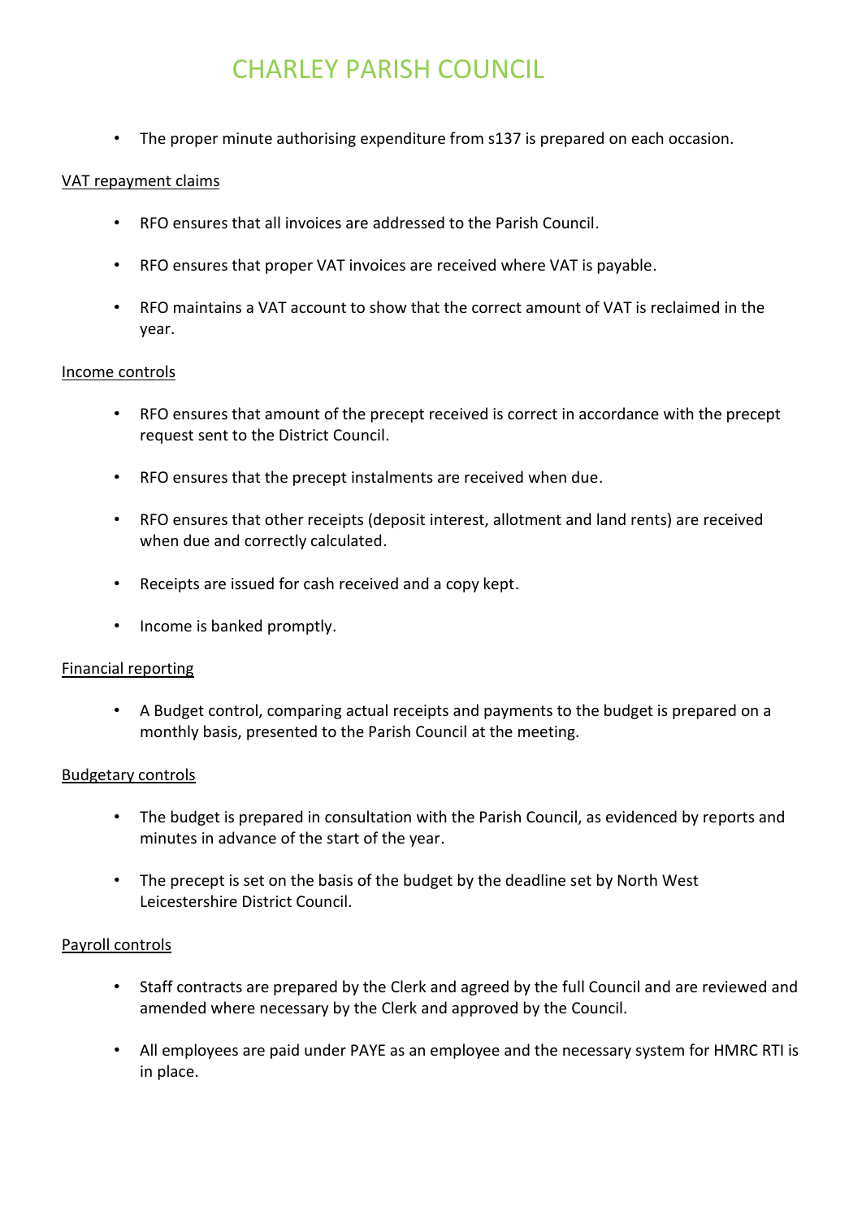- The proper minute authorising expenditure from s137 is prepared on each occasion.

VAT repayment claims

- RFO ensures that all invoices are addressed to the Parish Council.
- RFO ensures that proper VAT invoices are received where VAT is payable.
- RFO maintains a VAT account to show that the correct amount of VAT is reclaimed in the year.

Income controls

- RFO ensures that amount of the precept received is correct in accordance with the precept request sent to the District Council.
- RFO ensures that the precept instalments are received when due.
- RFO ensures that other receipts (deposit interest, allotment and land rents) are received when due and correctly calculated.
- Receipts are issued for cash received and a copy kept.
- Income is banked promptly.

Financial reporting

- A Budget control, comparing actual receipts and payments to the budget is prepared on a monthly basis, presented to the Parish Council at the meeting.

Budgetary controls

- The budget is prepared in consultation with the Parish Council, as evidenced by reports and minutes in advance of the start of the year.
- The precept is set on the basis of the budget by the deadline set by North West Leicestershire District Council.

Payroll controls

- Staff contracts are prepared by the Clerk and agreed by the full Council and are reviewed and amended where necessary by the Clerk and approved by the Council.
- All employees are paid under PAYE as an employee and the necessary system for HMRC RTI is in place.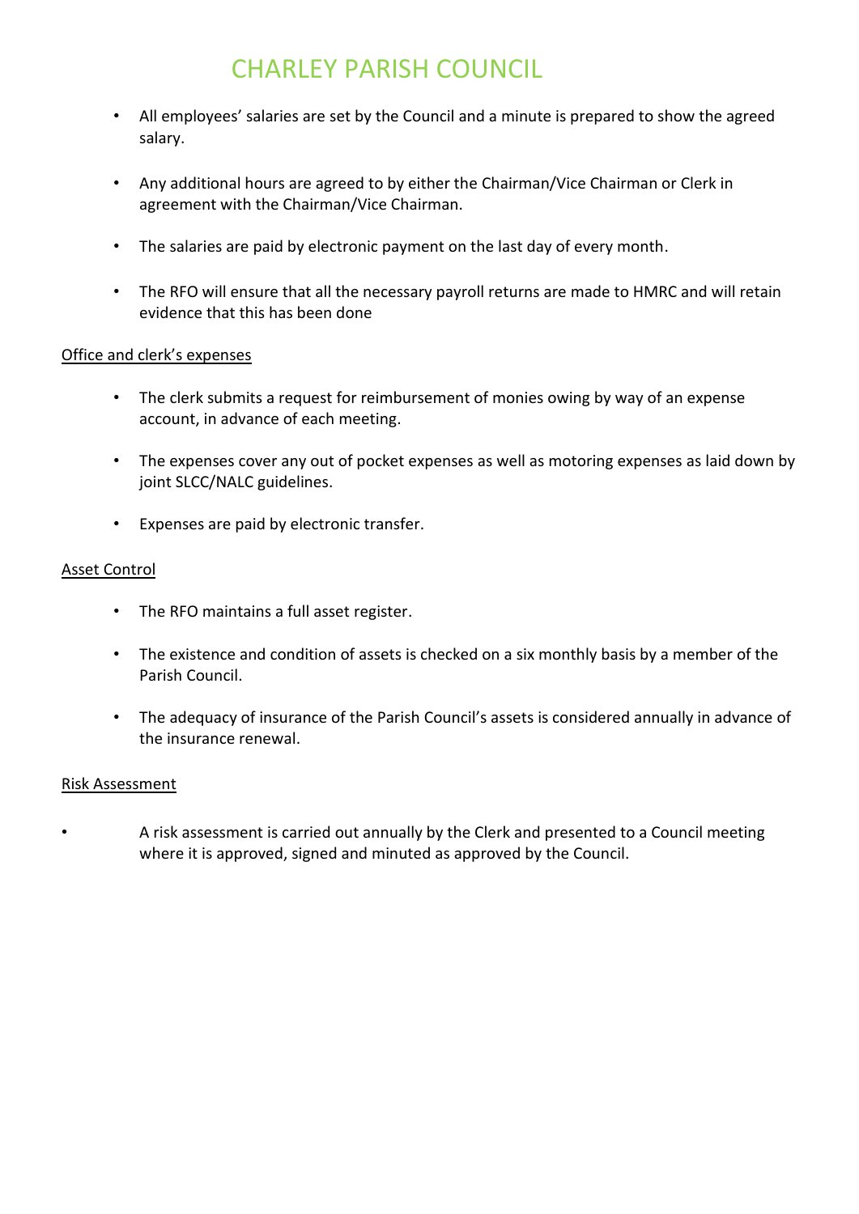- All employees' salaries are set by the Council and a minute is prepared to show the agreed salary.
- Any additional hours are agreed to by either the Chairman/Vice Chairman or Clerk in agreement with the Chairman/Vice Chairman.
- The salaries are paid by electronic payment on the last day of every month.
- The RFO will ensure that all the necessary payroll returns are made to HMRC and will retain evidence that this has been done

Office and clerk's expenses

- The clerk submits a request for reimbursement of monies owing by way of an expense account, in advance of each meeting.
- The expenses cover any out of pocket expenses as well as motoring expenses as laid down by joint SLCC/NALC guidelines.
- Expenses are paid by electronic transfer.

Asset Control

- The RFO maintains a full asset register.
- The existence and condition of assets is checked on a six monthly basis by a member of the Parish Council.
- The adequacy of insurance of the Parish Council's assets is considered annually in advance of the insurance renewal.

Risk Assessment

- A risk assessment is carried out annually by the Clerk and presented to a Council meeting where it is approved, signed and minuted as approved by the Council.